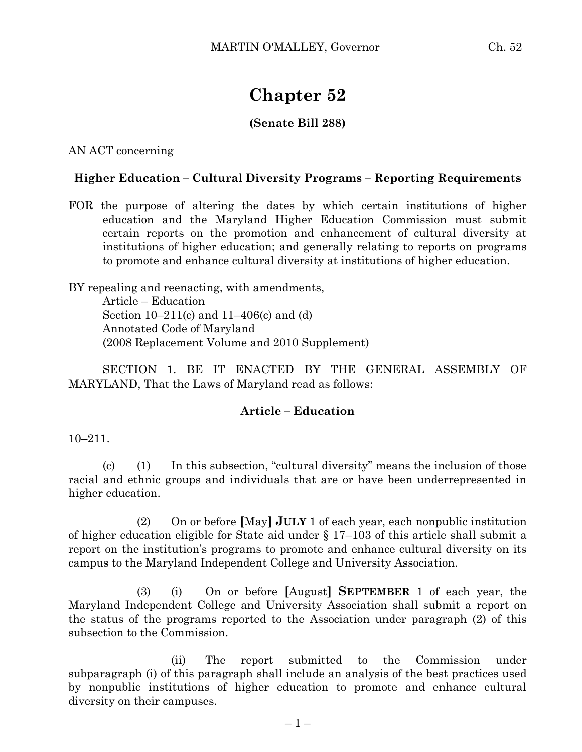# Chapter 52

**(Senate Bill 288)**

AN ACT concerning

**Higher Education – Cultural Diversity Programs – Reporting Requirements**

FOR the purpose of altering the dates by which certain institutions of higher education and the Maryland Higher Education Commission must submit certain reports on the promotion and enhancement of cultural diversity at institutions of higher education; and generally relating to reports on programs to promote and enhance cultural diversity at institutions of higher education.

BY repealing and reenacting, with amendments,
Article – Education
Section 10–211(c) and 11–406(c) and (d)
Annotated Code of Maryland
(2008 Replacement Volume and 2010 Supplement)

SECTION 1. BE IT ENACTED BY THE GENERAL ASSEMBLY OF MARYLAND, That the Laws of Maryland read as follows:

**Article – Education**

10–211.

(c) (1) In this subsection, "cultural diversity" means the inclusion of those racial and ethnic groups and individuals that are or have been underrepresented in higher education.

(2) On or before **[**May**]** **JULY** 1 of each year, each nonpublic institution of higher education eligible for State aid under § 17–103 of this article shall submit a report on the institution's programs to promote and enhance cultural diversity on its campus to the Maryland Independent College and University Association.

(3) (i) On or before **[**August**]** **SEPTEMBER** 1 of each year, the Maryland Independent College and University Association shall submit a report on the status of the programs reported to the Association under paragraph (2) of this subsection to the Commission.

(ii) The report submitted to the Commission under subparagraph (i) of this paragraph shall include an analysis of the best practices used by nonpublic institutions of higher education to promote and enhance cultural diversity on their campuses.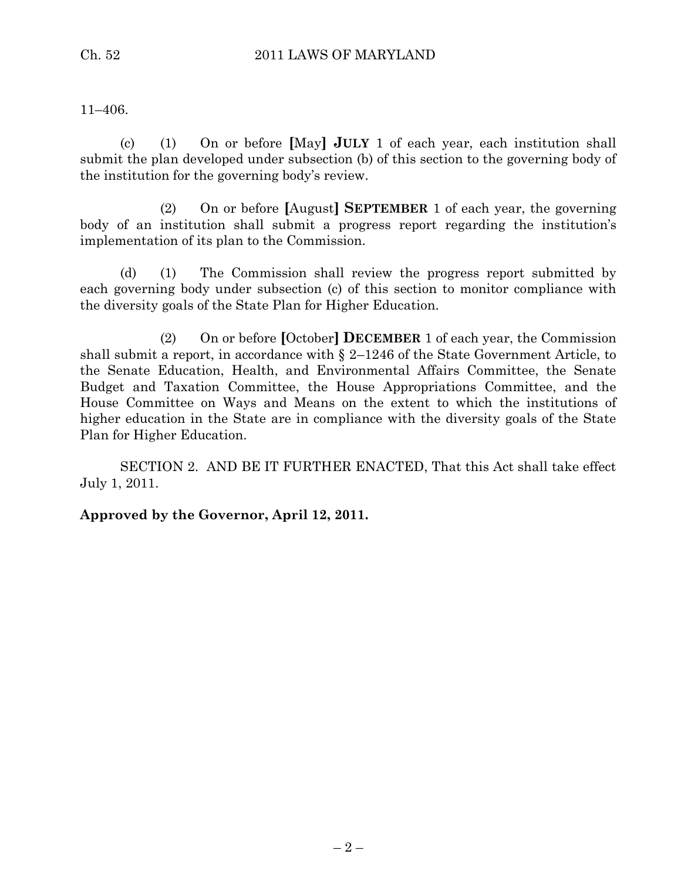11–406.

(c) (1) On or before **[**May**]** **JULY** 1 of each year, each institution shall submit the plan developed under subsection (b) of this section to the governing body of the institution for the governing body's review.

(2) On or before **[**August**]** **SEPTEMBER** 1 of each year, the governing body of an institution shall submit a progress report regarding the institution's implementation of its plan to the Commission.

(d) (1) The Commission shall review the progress report submitted by each governing body under subsection (c) of this section to monitor compliance with the diversity goals of the State Plan for Higher Education.

(2) On or before **[**October**]** **DECEMBER** 1 of each year, the Commission shall submit a report, in accordance with § 2–1246 of the State Government Article, to the Senate Education, Health, and Environmental Affairs Committee, the Senate Budget and Taxation Committee, the House Appropriations Committee, and the House Committee on Ways and Means on the extent to which the institutions of higher education in the State are in compliance with the diversity goals of the State Plan for Higher Education.

SECTION 2. AND BE IT FURTHER ENACTED, That this Act shall take effect July 1, 2011.

**Approved by the Governor, April 12, 2011.**